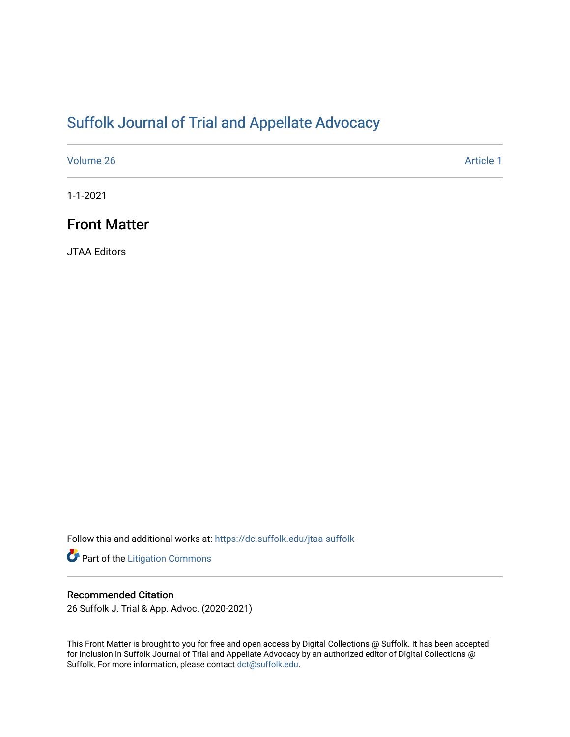# Suffolk Journal of Trial and Appellate Advocacy

Volume 26 Article 1

1-1-2021

## Front Matter

JTAA Editors

Follow this and additional works at: https://dc.suffolk.edu/jtaa-suffolk

Part of the Litigation Commons

### Recommended Citation

26 Suffolk J. Trial & App. Advoc. (2020-2021)

This Front Matter is brought to you for free and open access by Digital Collections @ Suffolk. It has been accepted for inclusion in Suffolk Journal of Trial and Appellate Advocacy by an authorized editor of Digital Collections @ Suffolk. For more information, please contact dct@suffolk.edu.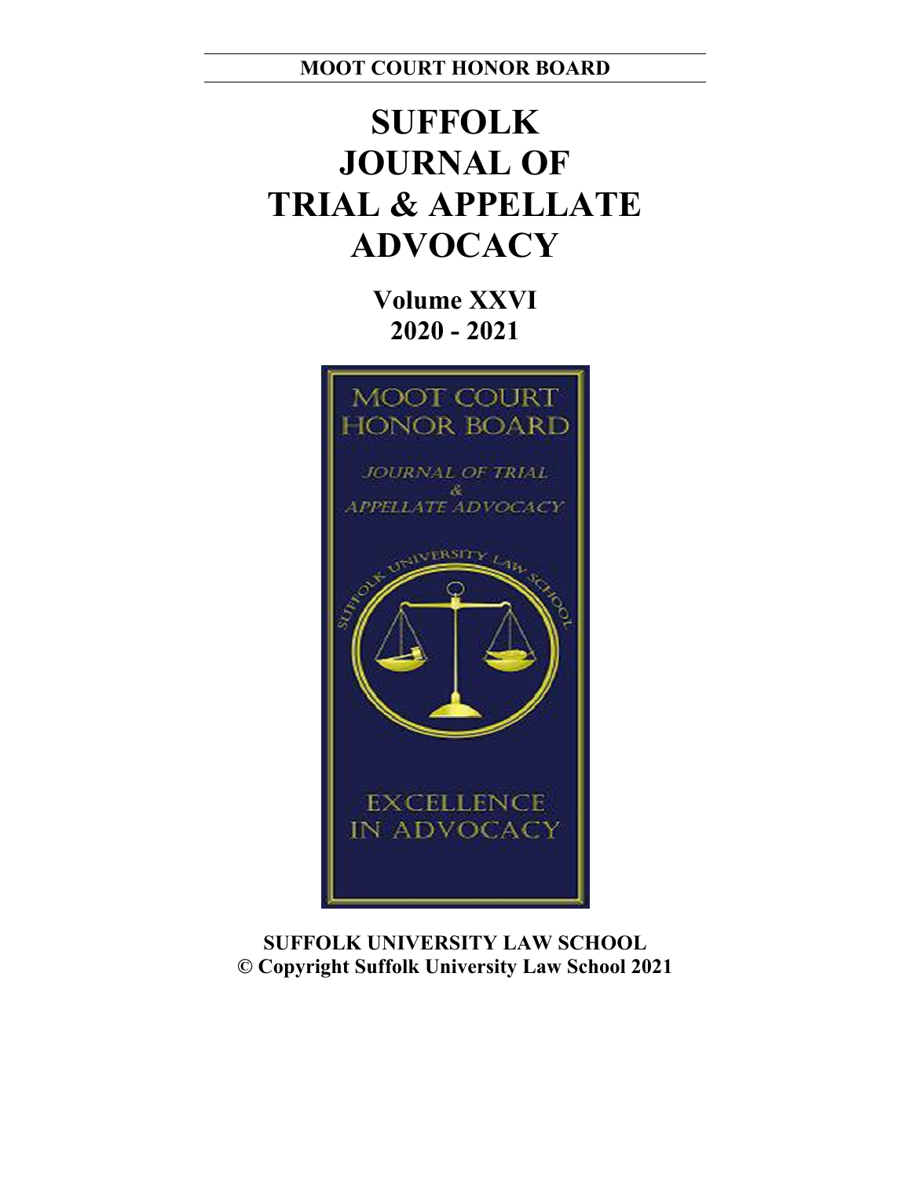**MOOT COURT HONOR BOARD**

# SUFFOLK JOURNAL OF TRIAL & APPELLATE ADVOCACY

**Volume XXVI**
**2020 - 2021**

**SUFFOLK UNIVERSITY LAW SCHOOL**
**© Copyright Suffolk University Law School 2021**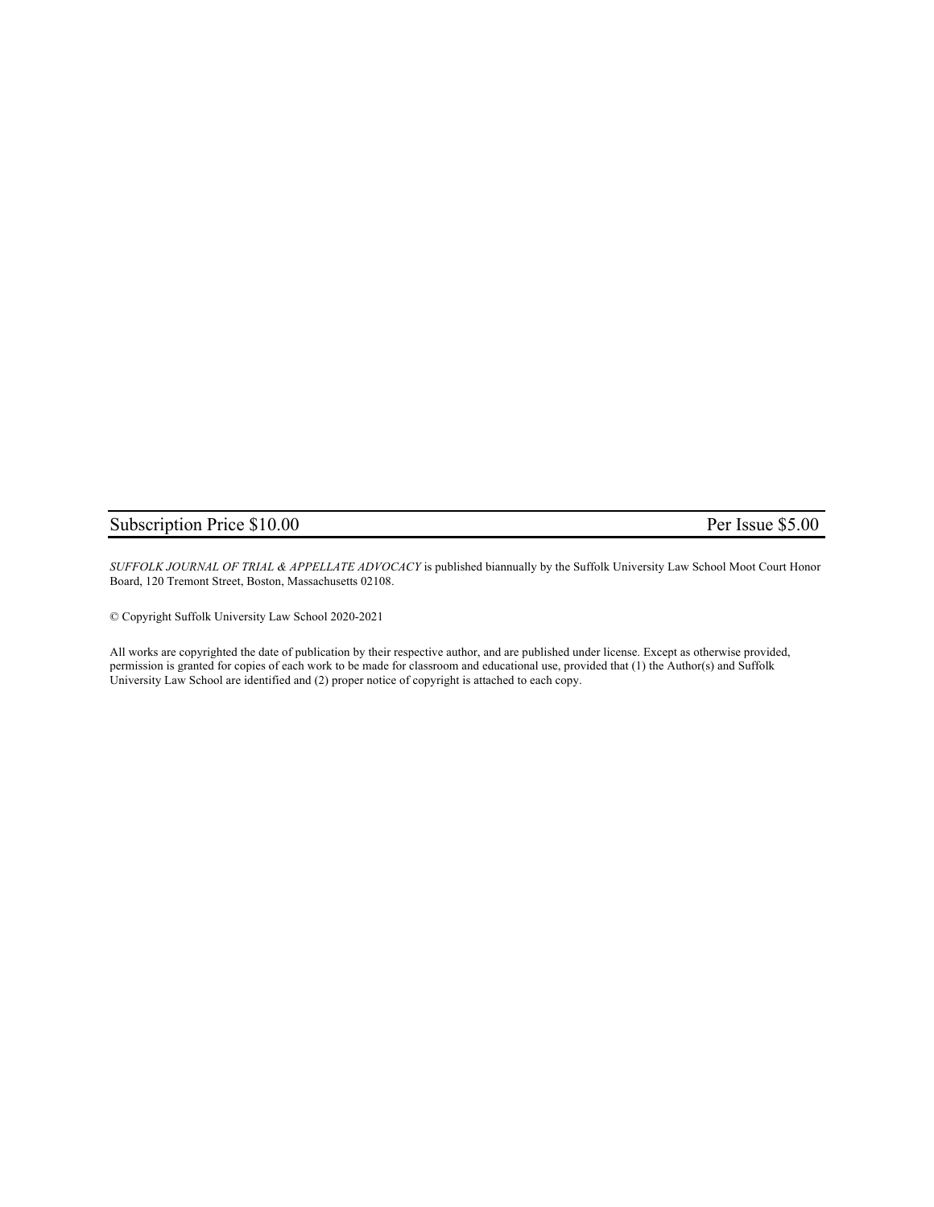| Subscription Price $10.00 | Per Issue $5.00 |
| --- | --- |

*SUFFOLK JOURNAL OF TRIAL & APPELLATE ADVOCACY* is published biannually by the Suffolk University Law School Moot Court Honor Board, 120 Tremont Street, Boston, Massachusetts 02108.

© Copyright Suffolk University Law School 2020-2021

All works are copyrighted the date of publication by their respective author, and are published under license. Except as otherwise provided, permission is granted for copies of each work to be made for classroom and educational use, provided that (1) the Author(s) and Suffolk University Law School are identified and (2) proper notice of copyright is attached to each copy.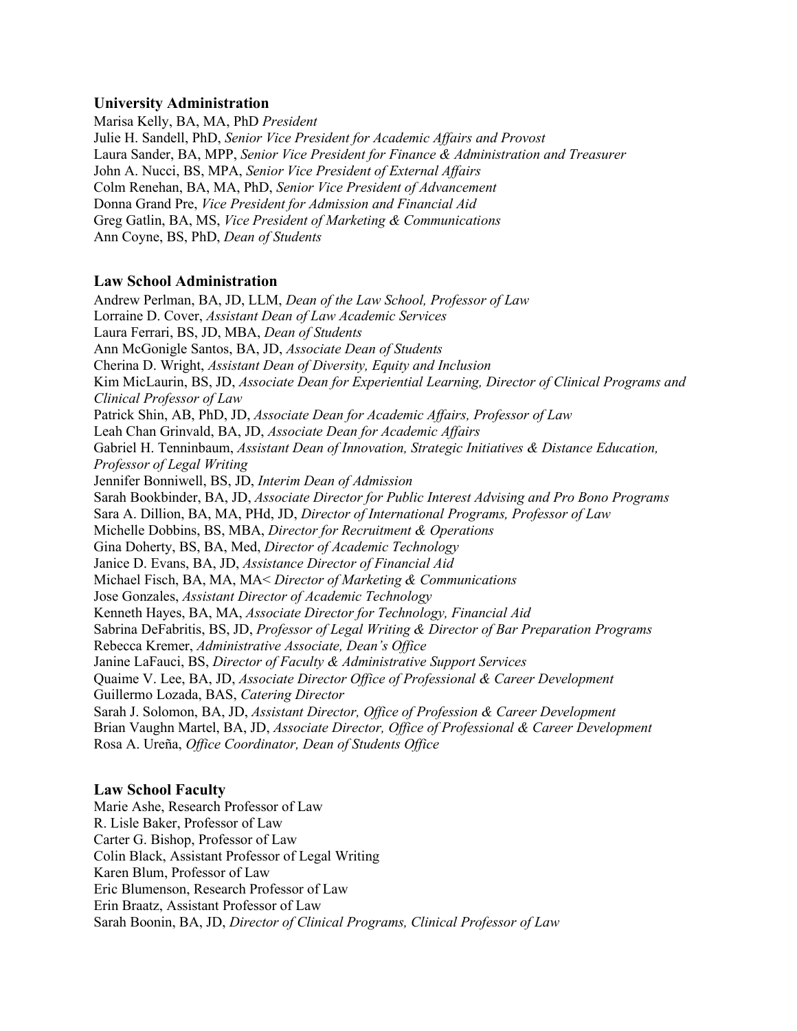### University Administration

Marisa Kelly, BA, MA, PhD *President*
Julie H. Sandell, PhD, *Senior Vice President for Academic Affairs and Provost*
Laura Sander, BA, MPP, *Senior Vice President for Finance & Administration and Treasurer*
John A. Nucci, BS, MPA, *Senior Vice President of External Affairs*
Colm Renehan, BA, MA, PhD, *Senior Vice President of Advancement*
Donna Grand Pre, *Vice President for Admission and Financial Aid*
Greg Gatlin, BA, MS, *Vice President of Marketing & Communications*
Ann Coyne, BS, PhD, *Dean of Students*

### Law School Administration

Andrew Perlman, BA, JD, LLM, *Dean of the Law School, Professor of Law*
Lorraine D. Cover, *Assistant Dean of Law Academic Services*
Laura Ferrari, BS, JD, MBA, *Dean of Students*
Ann McGonigle Santos, BA, JD, *Associate Dean of Students*
Cherina D. Wright, *Assistant Dean of Diversity, Equity and Inclusion*
Kim MicLaurin, BS, JD, *Associate Dean for Experiential Learning, Director of Clinical Programs and Clinical Professor of Law*
Patrick Shin, AB, PhD, JD, *Associate Dean for Academic Affairs, Professor of Law*
Leah Chan Grinvald, BA, JD, *Associate Dean for Academic Affairs*
Gabriel H. Tenninbaum, *Assistant Dean of Innovation, Strategic Initiatives & Distance Education, Professor of Legal Writing*
Jennifer Bonniwell, BS, JD, *Interim Dean of Admission*
Sarah Bookbinder, BA, JD, *Associate Director for Public Interest Advising and Pro Bono Programs*
Sara A. Dillion, BA, MA, PHd, JD, *Director of International Programs, Professor of Law*
Michelle Dobbins, BS, MBA, *Director for Recruitment & Operations*
Gina Doherty, BS, BA, Med, *Director of Academic Technology*
Janice D. Evans, BA, JD, *Assistance Director of Financial Aid*
Michael Fisch, BA, MA, MA< *Director of Marketing & Communications*
Jose Gonzales, *Assistant Director of Academic Technology*
Kenneth Hayes, BA, MA, *Associate Director for Technology, Financial Aid*
Sabrina DeFabritis, BS, JD, *Professor of Legal Writing & Director of Bar Preparation Programs*
Rebecca Kremer, *Administrative Associate, Dean's Office*
Janine LaFauci, BS, *Director of Faculty & Administrative Support Services*
Quaime V. Lee, BA, JD, *Associate Director Office of Professional & Career Development*
Guillermo Lozada, BAS, *Catering Director*
Sarah J. Solomon, BA, JD, *Assistant Director, Office of Profession & Career Development*
Brian Vaughn Martel, BA, JD, *Associate Director, Office of Professional & Career Development*
Rosa A. Ureña, *Office Coordinator, Dean of Students Office*

### Law School Faculty

Marie Ashe, Research Professor of Law
R. Lisle Baker, Professor of Law
Carter G. Bishop, Professor of Law
Colin Black, Assistant Professor of Legal Writing
Karen Blum, Professor of Law
Eric Blumenson, Research Professor of Law
Erin Braatz, Assistant Professor of Law
Sarah Boonin, BA, JD, *Director of Clinical Programs, Clinical Professor of Law*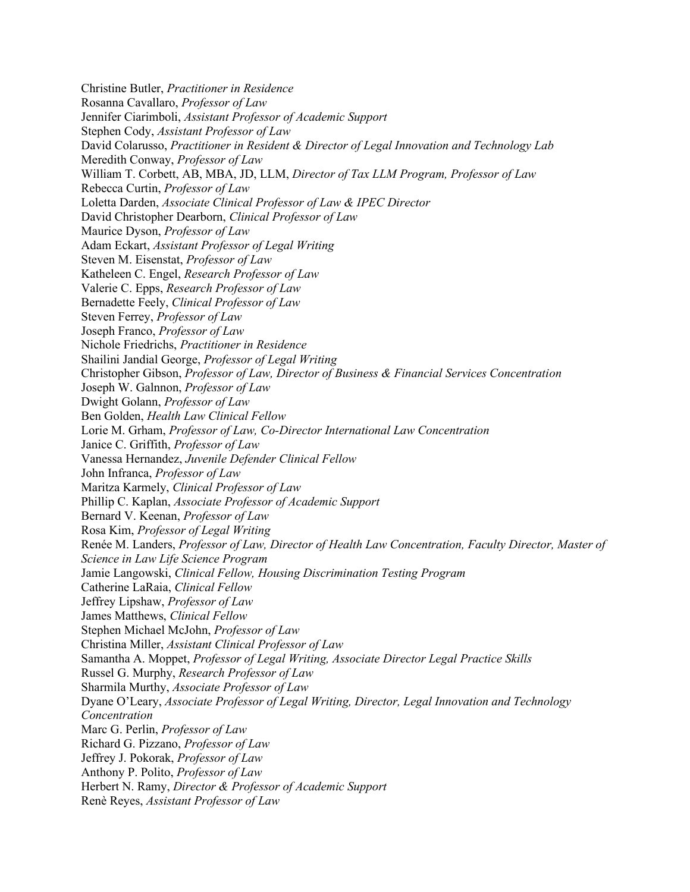Christine Butler, *Practitioner in Residence*
Rosanna Cavallaro, *Professor of Law*
Jennifer Ciarimboli, *Assistant Professor of Academic Support*
Stephen Cody, *Assistant Professor of Law*
David Colarusso, *Practitioner in Resident & Director of Legal Innovation and Technology Lab*
Meredith Conway, *Professor of Law*
William T. Corbett, AB, MBA, JD, LLM, *Director of Tax LLM Program, Professor of Law*
Rebecca Curtin, *Professor of Law*
Loletta Darden, *Associate Clinical Professor of Law & IPEC Director*
David Christopher Dearborn, *Clinical Professor of Law*
Maurice Dyson, *Professor of Law*
Adam Eckart, *Assistant Professor of Legal Writing*
Steven M. Eisenstat, *Professor of Law*
Katheleen C. Engel, *Research Professor of Law*
Valerie C. Epps, *Research Professor of Law*
Bernadette Feely, *Clinical Professor of Law*
Steven Ferrey, *Professor of Law*
Joseph Franco, *Professor of Law*
Nichole Friedrichs, *Practitioner in Residence*
Shailini Jandial George, *Professor of Legal Writing*
Christopher Gibson, *Professor of Law, Director of Business & Financial Services Concentration*
Joseph W. Galnnon, *Professor of Law*
Dwight Golann, *Professor of Law*
Ben Golden, *Health Law Clinical Fellow*
Lorie M. Grham, *Professor of Law, Co-Director International Law Concentration*
Janice C. Griffith, *Professor of Law*
Vanessa Hernandez, *Juvenile Defender Clinical Fellow*
John Infranca, *Professor of Law*
Maritza Karmely, *Clinical Professor of Law*
Phillip C. Kaplan, *Associate Professor of Academic Support*
Bernard V. Keenan, *Professor of Law*
Rosa Kim, *Professor of Legal Writing*
Renée M. Landers, *Professor of Law, Director of Health Law Concentration, Faculty Director, Master of Science in Law Life Science Program*
Jamie Langowski, *Clinical Fellow, Housing Discrimination Testing Program*
Catherine LaRaia, *Clinical Fellow*
Jeffrey Lipshaw, *Professor of Law*
James Matthews, *Clinical Fellow*
Stephen Michael McJohn, *Professor of Law*
Christina Miller, *Assistant Clinical Professor of Law*
Samantha A. Moppet, *Professor of Legal Writing, Associate Director Legal Practice Skills*
Russel G. Murphy, *Research Professor of Law*
Sharmila Murthy, *Associate Professor of Law*
Dyane O'Leary, *Associate Professor of Legal Writing, Director, Legal Innovation and Technology Concentration*
Marc G. Perlin, *Professor of Law*
Richard G. Pizzano, *Professor of Law*
Jeffrey J. Pokorak, *Professor of Law*
Anthony P. Polito, *Professor of Law*
Herbert N. Ramy, *Director & Professor of Academic Support*
Renè Reyes, *Assistant Professor of Law*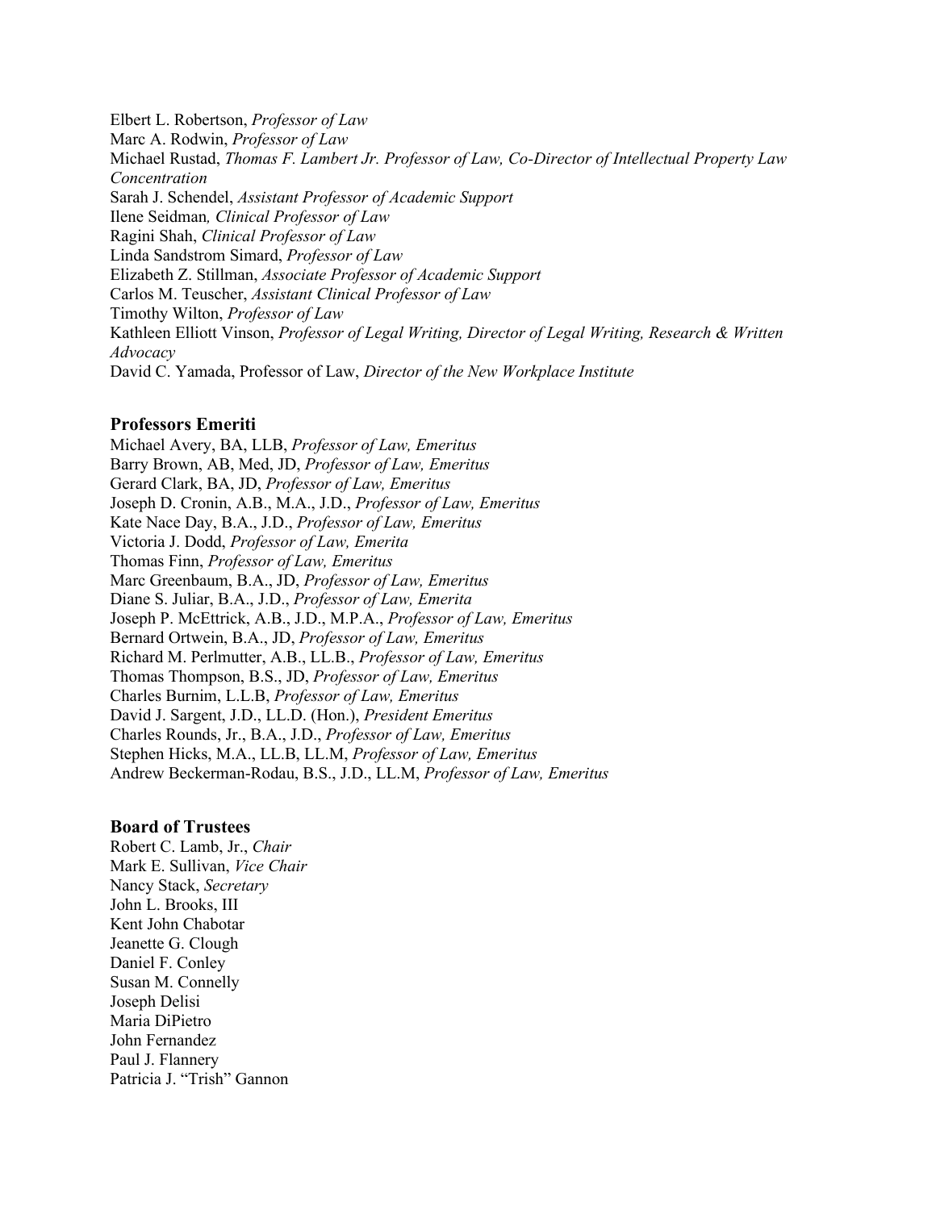Elbert L. Robertson, *Professor of Law*
Marc A. Rodwin, *Professor of Law*
Michael Rustad, *Thomas F. Lambert Jr. Professor of Law, Co-Director of Intellectual Property Law Concentration*
Sarah J. Schendel, *Assistant Professor of Academic Support*
Ilene Seidman*, Clinical Professor of Law*
Ragini Shah, *Clinical Professor of Law*
Linda Sandstrom Simard, *Professor of Law*
Elizabeth Z. Stillman, *Associate Professor of Academic Support*
Carlos M. Teuscher, *Assistant Clinical Professor of Law*
Timothy Wilton, *Professor of Law*
Kathleen Elliott Vinson, *Professor of Legal Writing, Director of Legal Writing, Research & Written Advocacy*
David C. Yamada, Professor of Law, *Director of the New Workplace Institute*

### Professors Emeriti

Michael Avery, BA, LLB, *Professor of Law, Emeritus*
Barry Brown, AB, Med, JD, *Professor of Law, Emeritus*
Gerard Clark, BA, JD, *Professor of Law, Emeritus*
Joseph D. Cronin, A.B., M.A., J.D., *Professor of Law, Emeritus*
Kate Nace Day, B.A., J.D., *Professor of Law, Emeritus*
Victoria J. Dodd, *Professor of Law, Emerita*
Thomas Finn, *Professor of Law, Emeritus*
Marc Greenbaum, B.A., JD, *Professor of Law, Emeritus*
Diane S. Juliar, B.A., J.D., *Professor of Law, Emerita*
Joseph P. McEttrick, A.B., J.D., M.P.A., *Professor of Law, Emeritus*
Bernard Ortwein, B.A., JD, *Professor of Law, Emeritus*
Richard M. Perlmutter, A.B., LL.B., *Professor of Law, Emeritus*
Thomas Thompson, B.S., JD, *Professor of Law, Emeritus*
Charles Burnim, L.L.B, *Professor of Law, Emeritus*
David J. Sargent, J.D., LL.D. (Hon.), *President Emeritus*
Charles Rounds, Jr., B.A., J.D., *Professor of Law, Emeritus*
Stephen Hicks, M.A., LL.B, LL.M, *Professor of Law, Emeritus*
Andrew Beckerman-Rodau, B.S., J.D., LL.M, *Professor of Law, Emeritus*

### Board of Trustees

Robert C. Lamb, Jr., *Chair*
Mark E. Sullivan, *Vice Chair*
Nancy Stack, *Secretary*
John L. Brooks, III
Kent John Chabotar
Jeanette G. Clough
Daniel F. Conley
Susan M. Connelly
Joseph Delisi
Maria DiPietro
John Fernandez
Paul J. Flannery
Patricia J. "Trish" Gannon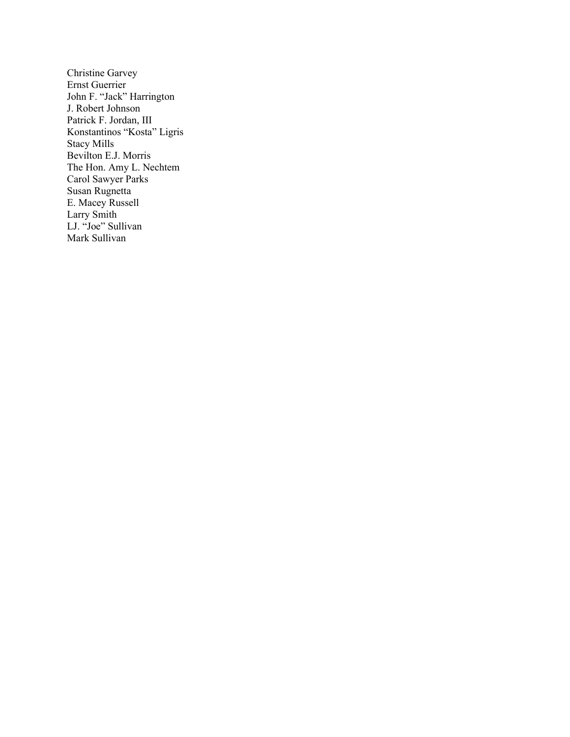Christine Garvey
Ernst Guerrier
John F. “Jack” Harrington
J. Robert Johnson
Patrick F. Jordan, III
Konstantinos “Kosta” Ligris
Stacy Mills
Bevilton E.J. Morris
The Hon. Amy L. Nechtem
Carol Sawyer Parks
Susan Rugnetta
E. Macey Russell
Larry Smith
LJ. “Joe” Sullivan
Mark Sullivan